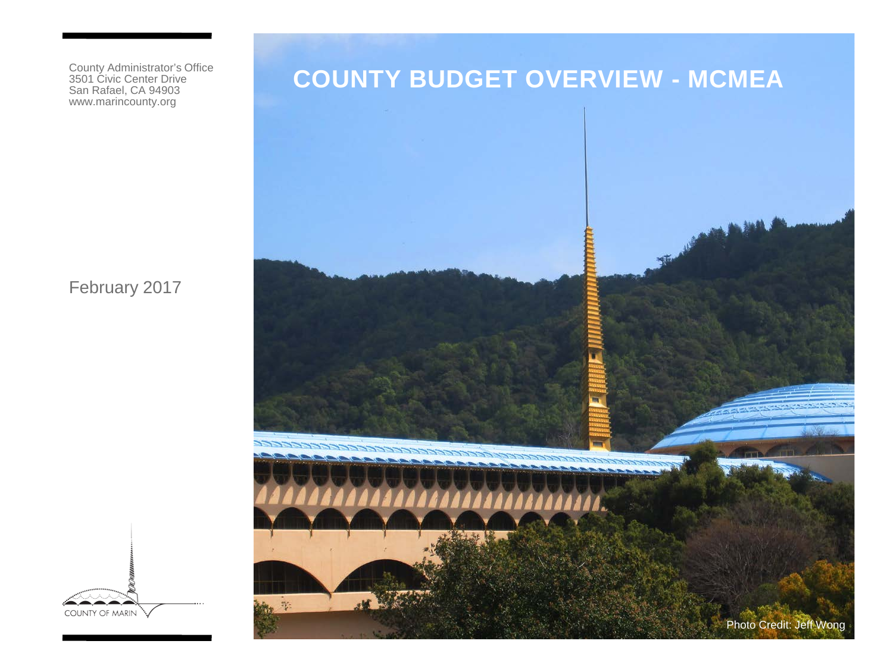# COUNTY BUDGET OVERVIEW - MCMEA

County Administrator's Office
3501 Civic Center Drive
San Rafael, CA 94903
www.marincounty.org

February 2017

Photo Credit: Jeff Wong

COUNTY OF MARIN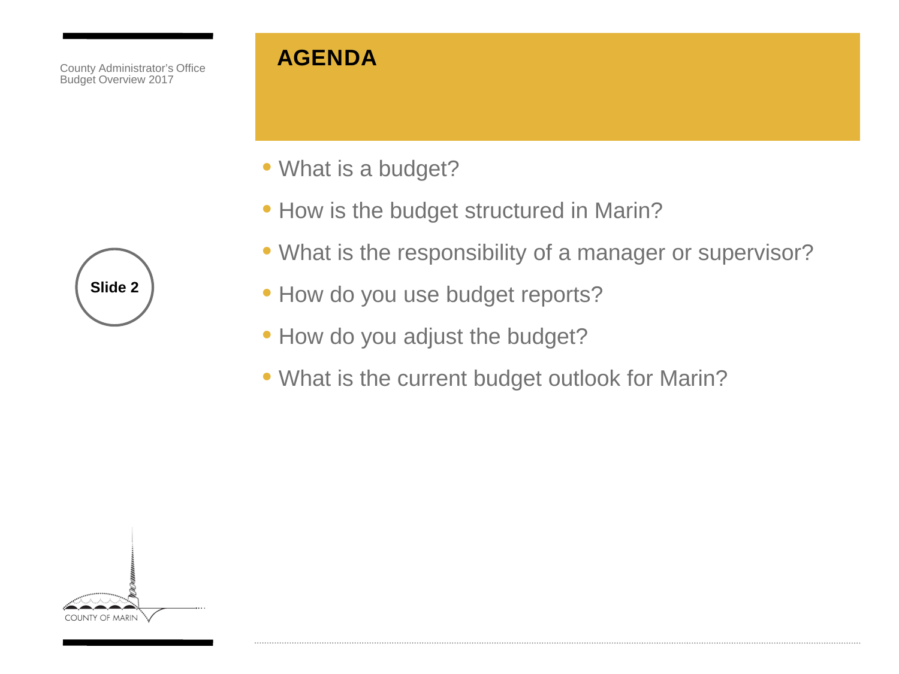# AGENDA

- What is a budget?
- How is the budget structured in Marin?
- What is the responsibility of a manager or supervisor?
- How do you use budget reports?
- How do you adjust the budget?
- What is the current budget outlook for Marin?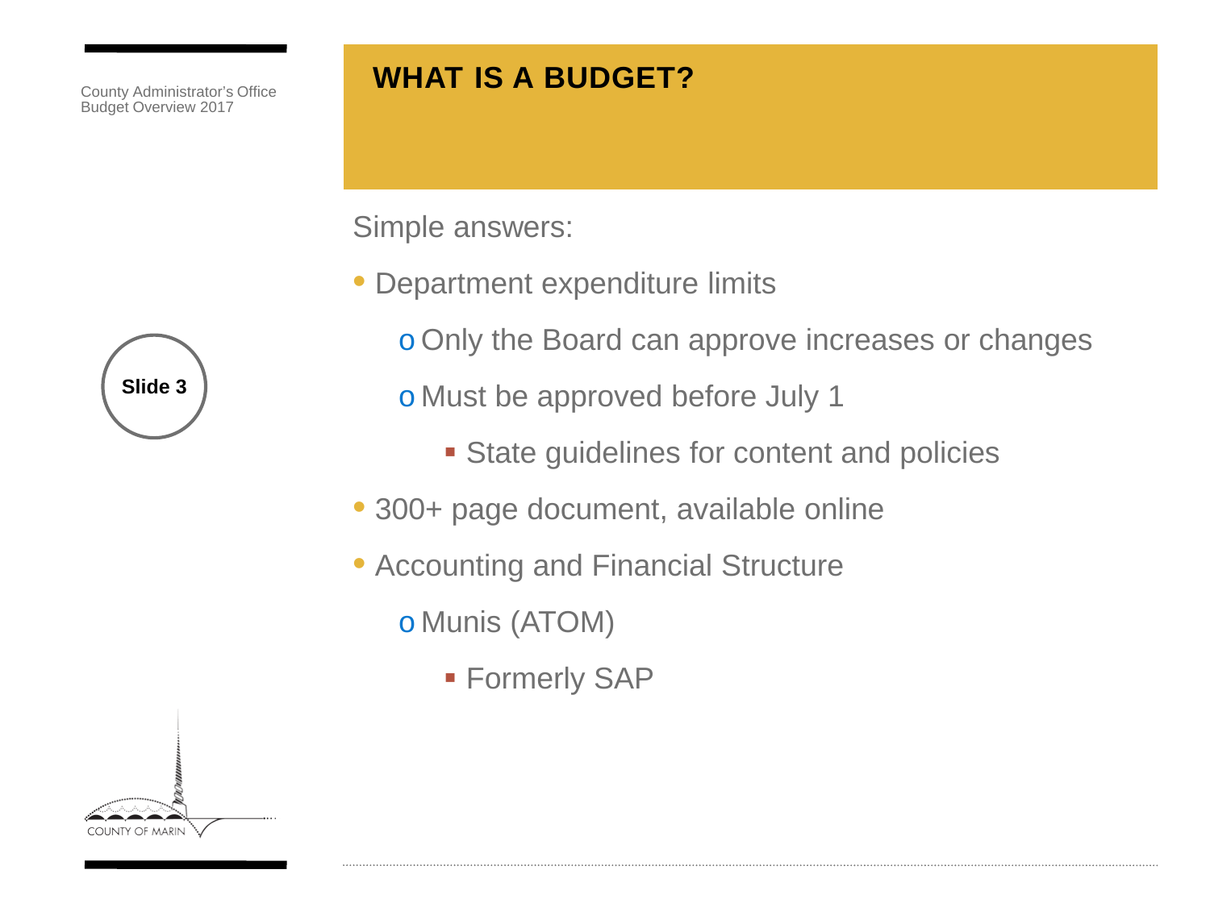# WHAT IS A BUDGET?

Simple answers:

- Department expenditure limits
  - Only the Board can approve increases or changes
  - Must be approved before July 1
    - State guidelines for content and policies
- 300+ page document, available online
- Accounting and Financial Structure
  - Munis (ATOM)
    - Formerly SAP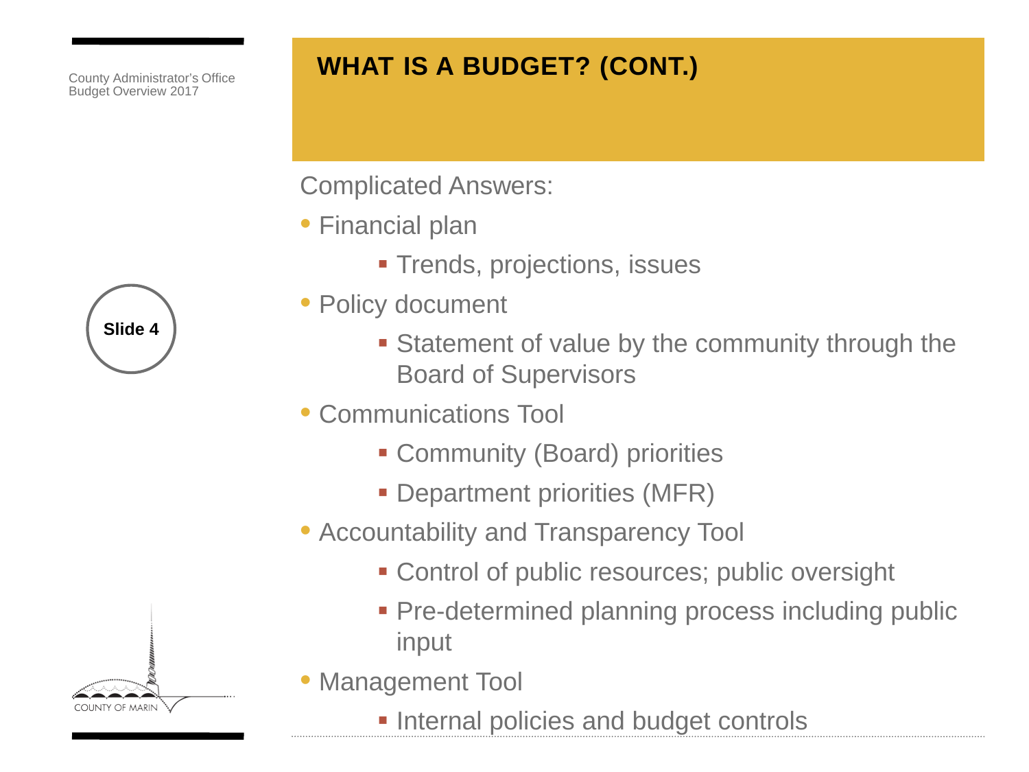## WHAT IS A BUDGET? (CONT.)

Complicated Answers:

- Financial plan
  - Trends, projections, issues
- Policy document
  - Statement of value by the community through the Board of Supervisors
- Communications Tool
  - Community (Board) priorities
  - Department priorities (MFR)
- Accountability and Transparency Tool
  - Control of public resources; public oversight
  - Pre-determined planning process including public input
- Management Tool
  - Internal policies and budget controls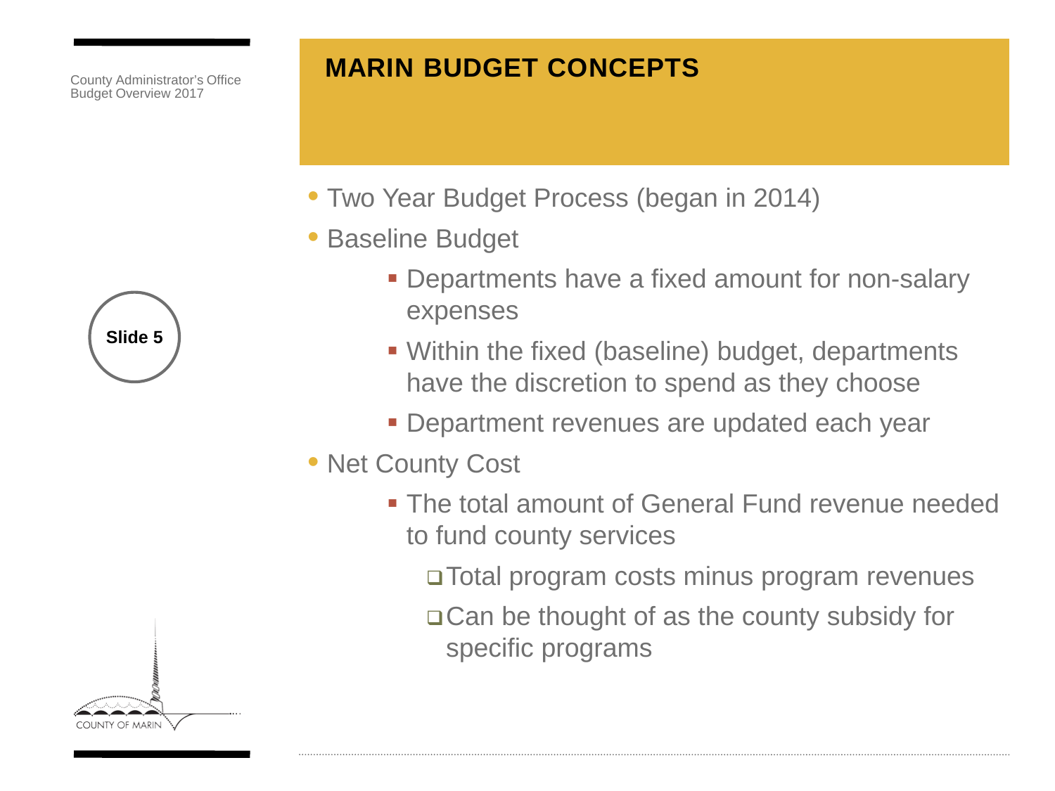County Administrator's Office
Budget Overview 2017

# MARIN BUDGET CONCEPTS

Slide 5

- Two Year Budget Process (began in 2014)
- Baseline Budget
  - Departments have a fixed amount for non-salary expenses
  - Within the fixed (baseline) budget, departments have the discretion to spend as they choose
  - Department revenues are updated each year
- Net County Cost
  - The total amount of General Fund revenue needed to fund county services
    - Total program costs minus program revenues
    - Can be thought of as the county subsidy for specific programs

COUNTY OF MARIN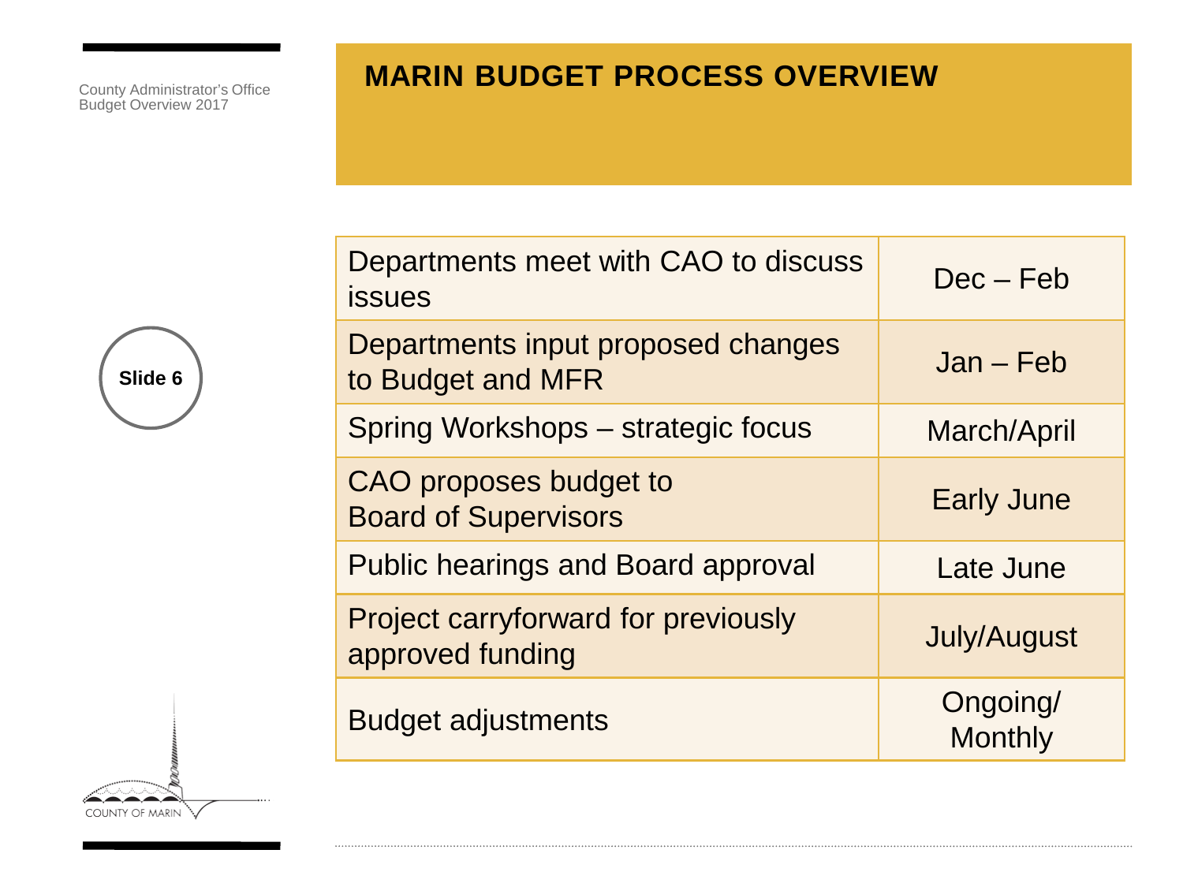# MARIN BUDGET PROCESS OVERVIEW

| Activity | Timing |
|---|---|
| Departments meet with CAO to discuss issues | Dec – Feb |
| Departments input proposed changes to Budget and MFR | Jan – Feb |
| Spring Workshops – strategic focus | March/April |
| CAO proposes budget to Board of Supervisors | Early June |
| Public hearings and Board approval | Late June |
| Project carryforward for previously approved funding | July/August |
| Budget adjustments | Ongoing/ Monthly |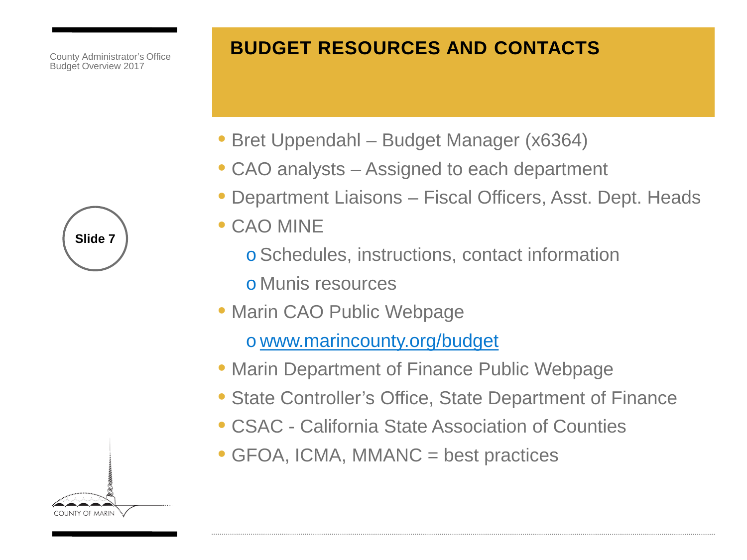# BUDGET RESOURCES AND CONTACTS

- Bret Uppendahl – Budget Manager (x6364)
- CAO analysts – Assigned to each department
- Department Liaisons – Fiscal Officers, Asst. Dept. Heads
- CAO MINE
  - Schedules, instructions, contact information
  - Munis resources
- Marin CAO Public Webpage
  - [www.marincounty.org/budget](http://www.marincounty.org/budget)
- Marin Department of Finance Public Webpage
- State Controller's Office, State Department of Finance
- CSAC - California State Association of Counties
- GFOA, ICMA, MMANC = best practices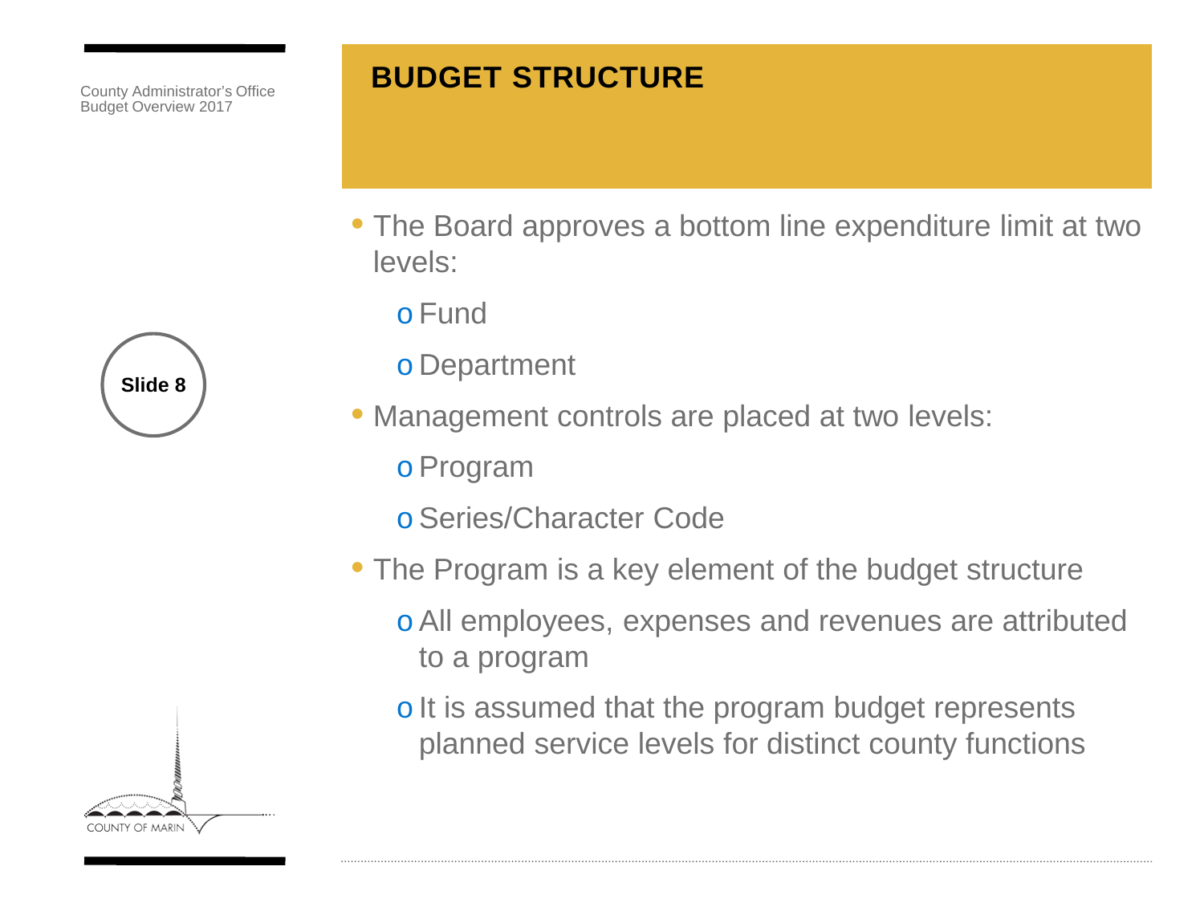# BUDGET STRUCTURE

- The Board approves a bottom line expenditure limit at two levels:
  - Fund
  - Department
- Management controls are placed at two levels:
  - Program
  - Series/Character Code
- The Program is a key element of the budget structure
  - All employees, expenses and revenues are attributed to a program
  - It is assumed that the program budget represents planned service levels for distinct county functions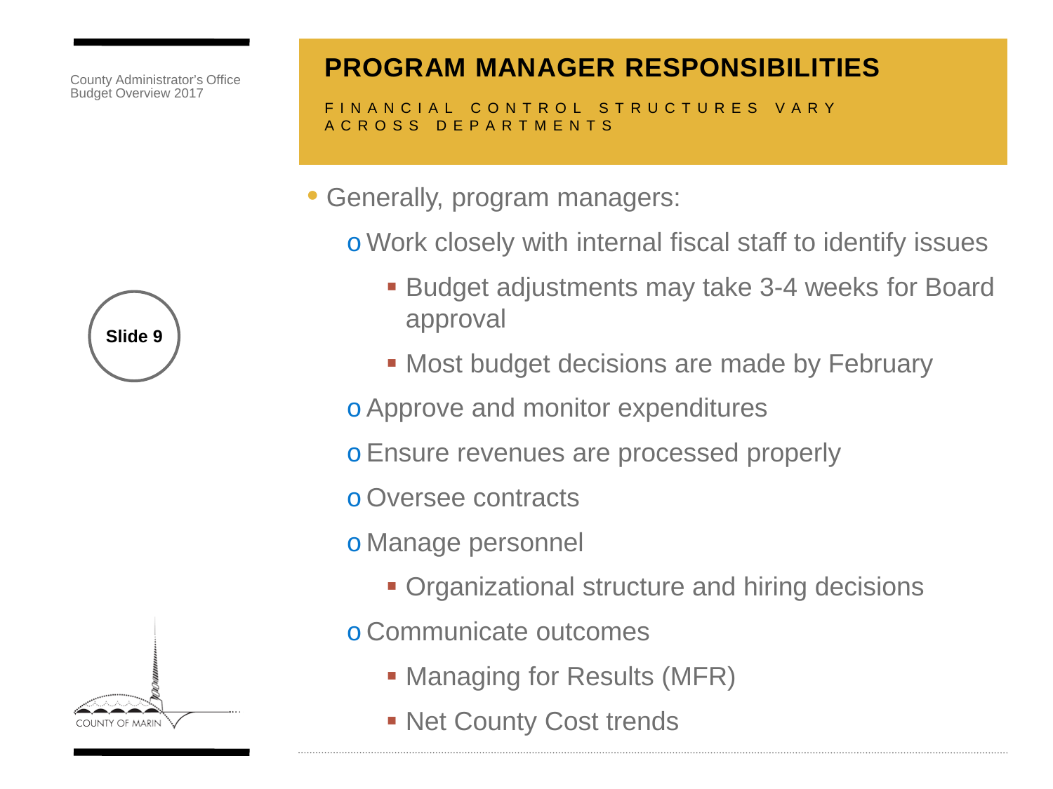# PROGRAM MANAGER RESPONSIBILITIES

FINANCIAL CONTROL STRUCTURES VARY ACROSS DEPARTMENTS

- Generally, program managers:
  - Work closely with internal fiscal staff to identify issues
    - Budget adjustments may take 3-4 weeks for Board approval
    - Most budget decisions are made by February
  - Approve and monitor expenditures
  - Ensure revenues are processed properly
  - Oversee contracts
  - Manage personnel
    - Organizational structure and hiring decisions
  - Communicate outcomes
    - Managing for Results (MFR)
    - Net County Cost trends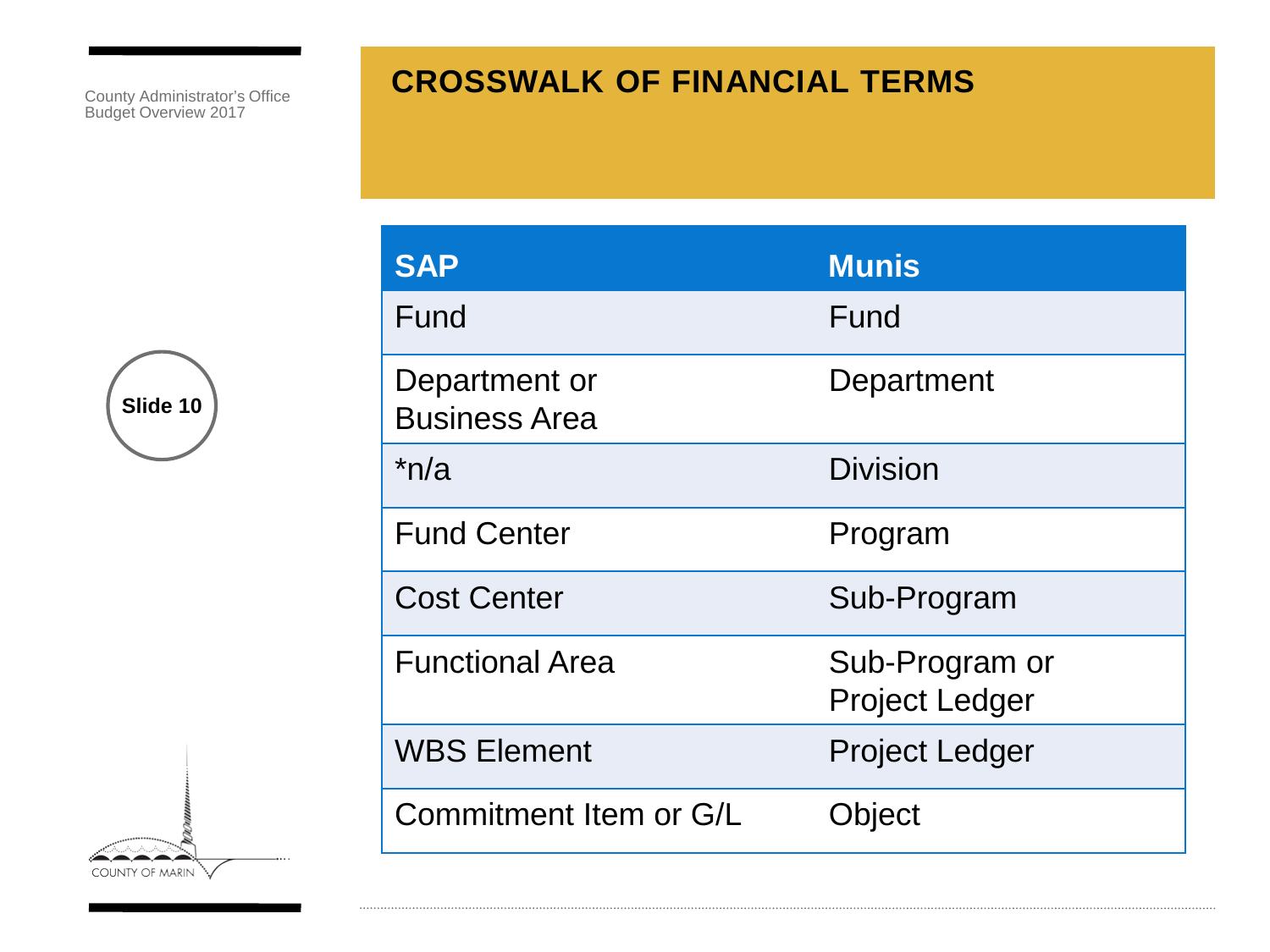# CROSSWALK OF FINANCIAL TERMS

| SAP | Munis |
| --- | --- |
| Fund | Fund |
| Department or Business Area | Department |
| *n/a | Division |
| Fund Center | Program |
| Cost Center | Sub-Program |
| Functional Area | Sub-Program or Project Ledger |
| WBS Element | Project Ledger |
| Commitment Item or G/L | Object |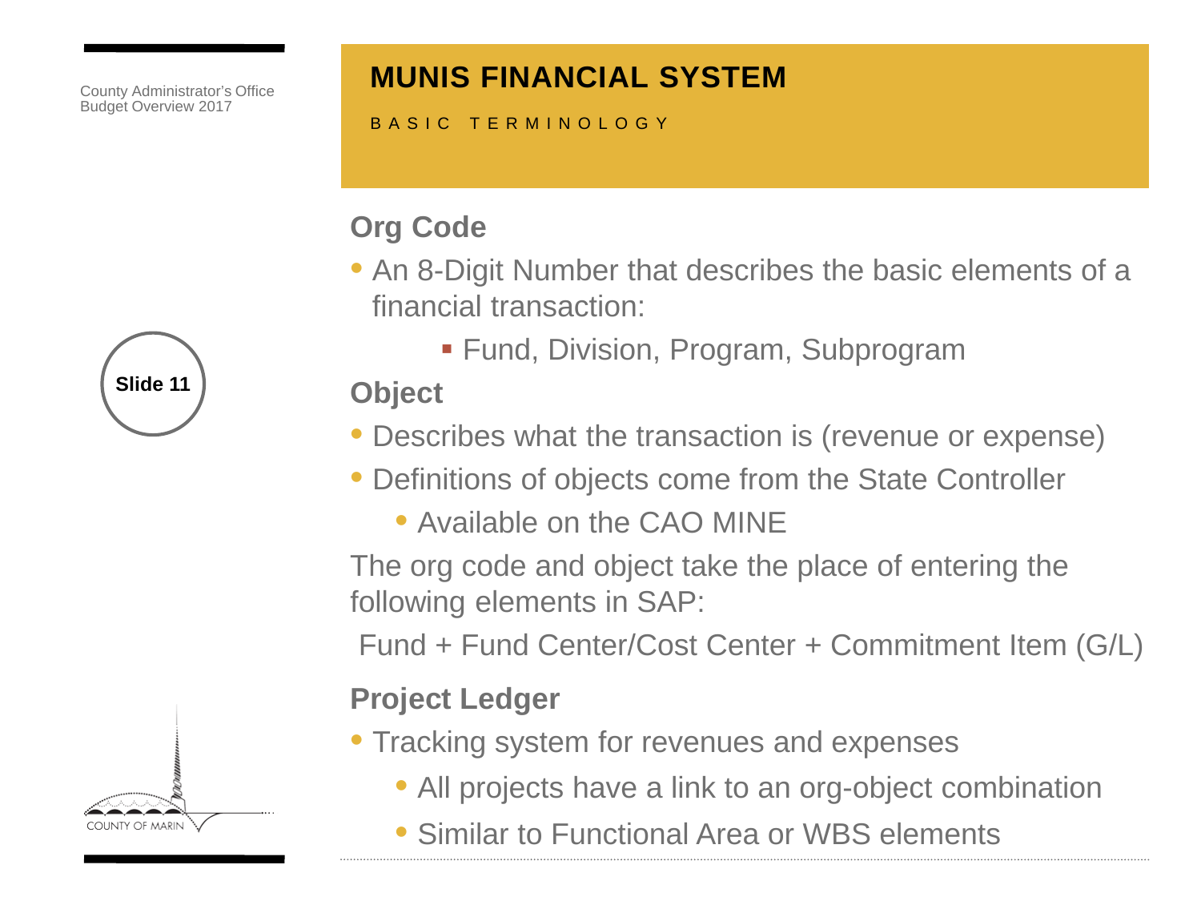# MUNIS FINANCIAL SYSTEM

BASIC TERMINOLOGY

## Org Code

- An 8-Digit Number that describes the basic elements of a financial transaction:
  - Fund, Division, Program, Subprogram

## Object

- Describes what the transaction is (revenue or expense)
- Definitions of objects come from the State Controller
  - Available on the CAO MINE

The org code and object take the place of entering the following elements in SAP:

Fund + Fund Center/Cost Center + Commitment Item (G/L)

## Project Ledger

- Tracking system for revenues and expenses
  - All projects have a link to an org-object combination
  - Similar to Functional Area or WBS elements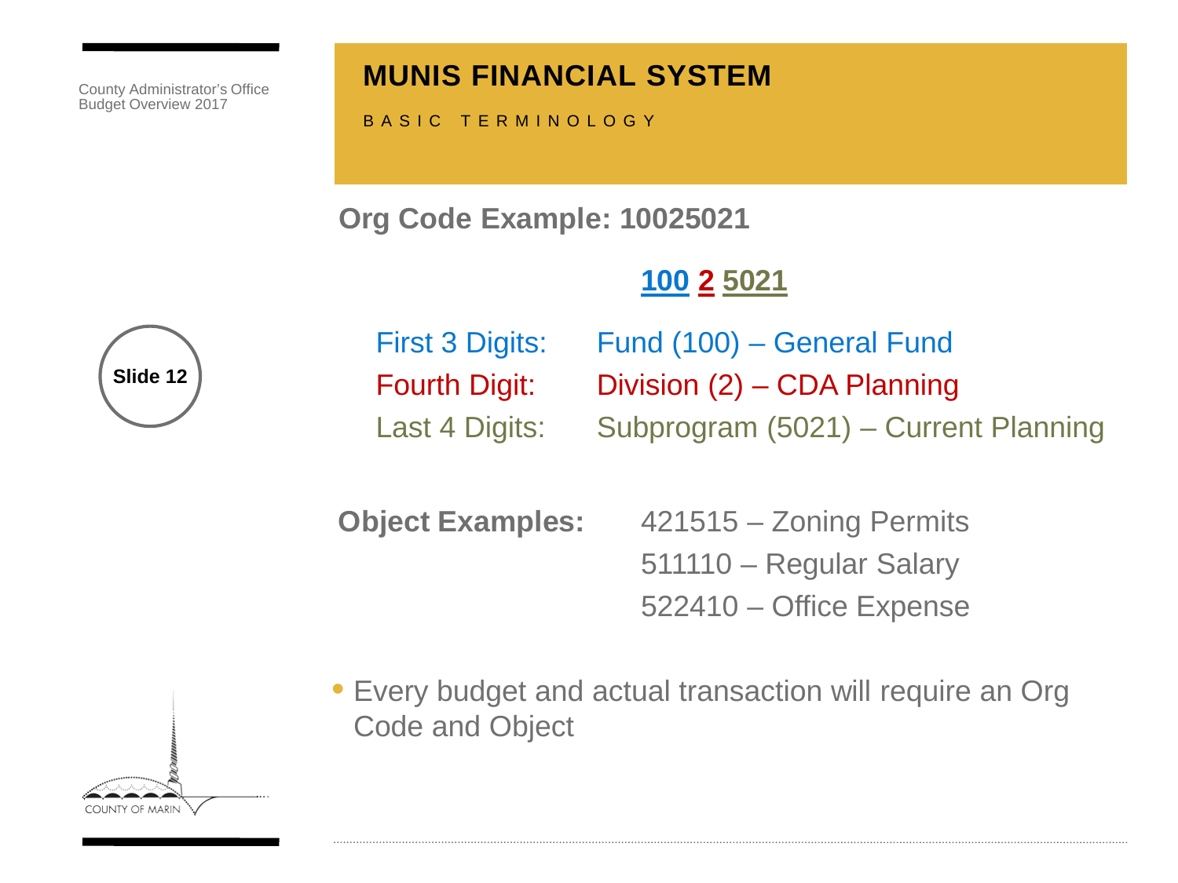# MUNIS FINANCIAL SYSTEM

BASIC TERMINOLOGY

**Org Code Example: 10025021**

**100 2 5021**

| | |
|---|---|
| First 3 Digits: | Fund (100) – General Fund |
| Fourth Digit: | Division (2) – CDA Planning |
| Last 4 Digits: | Subprogram (5021) – Current Planning |

**Object Examples:**

421515 – Zoning Permits
511110 – Regular Salary
522410 – Office Expense

- Every budget and actual transaction will require an Org Code and Object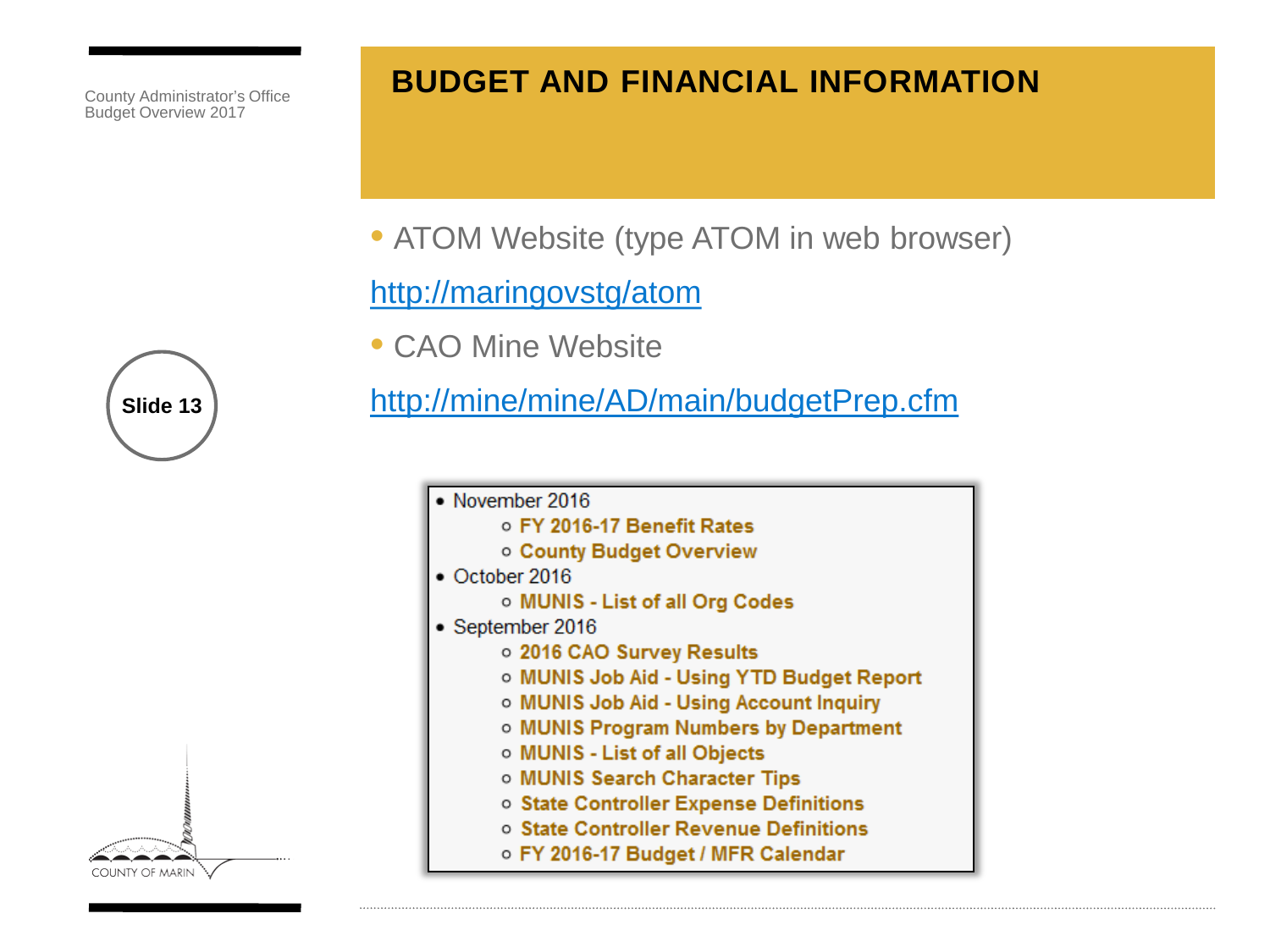County Administrator's Office
Budget Overview 2017

# BUDGET AND FINANCIAL INFORMATION

Slide 13

- ATOM Website (type ATOM in web browser)

http://maringovstg/atom

- CAO Mine Website

http://mine/mine/AD/main/budgetPrep.cfm

- November 2016
  - FY 2016-17 Benefit Rates
  - County Budget Overview
- October 2016
  - MUNIS - List of all Org Codes
- September 2016
  - 2016 CAO Survey Results
  - MUNIS Job Aid - Using YTD Budget Report
  - MUNIS Job Aid - Using Account Inquiry
  - MUNIS Program Numbers by Department
  - MUNIS - List of all Objects
  - MUNIS Search Character Tips
  - State Controller Expense Definitions
  - State Controller Revenue Definitions
  - FY 2016-17 Budget / MFR Calendar

COUNTY OF MARIN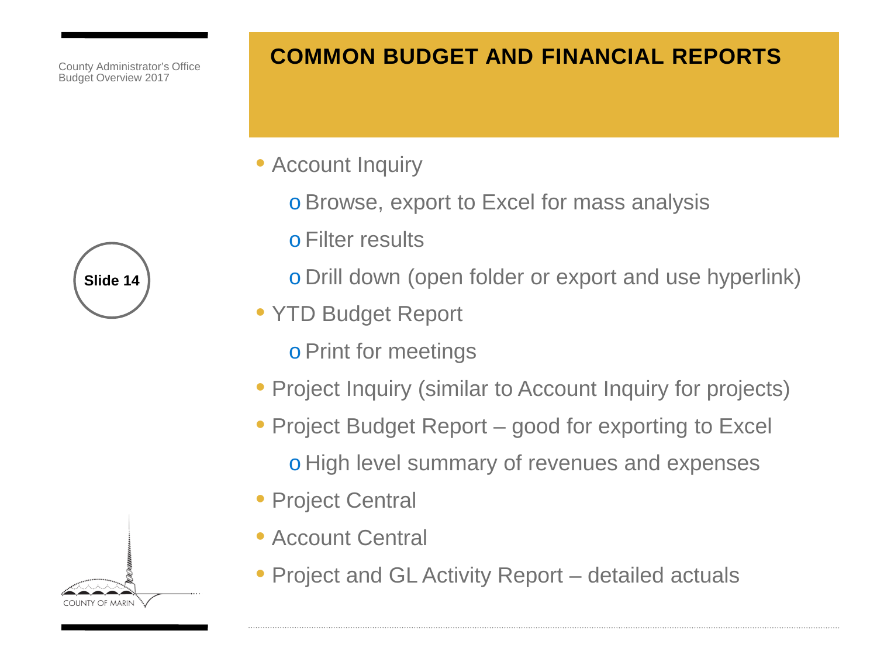# COMMON BUDGET AND FINANCIAL REPORTS

- Account Inquiry
  - Browse, export to Excel for mass analysis
  - Filter results
  - Drill down (open folder or export and use hyperlink)
- YTD Budget Report
  - Print for meetings
- Project Inquiry (similar to Account Inquiry for projects)
- Project Budget Report – good for exporting to Excel
  - High level summary of revenues and expenses
- Project Central
- Account Central
- Project and GL Activity Report – detailed actuals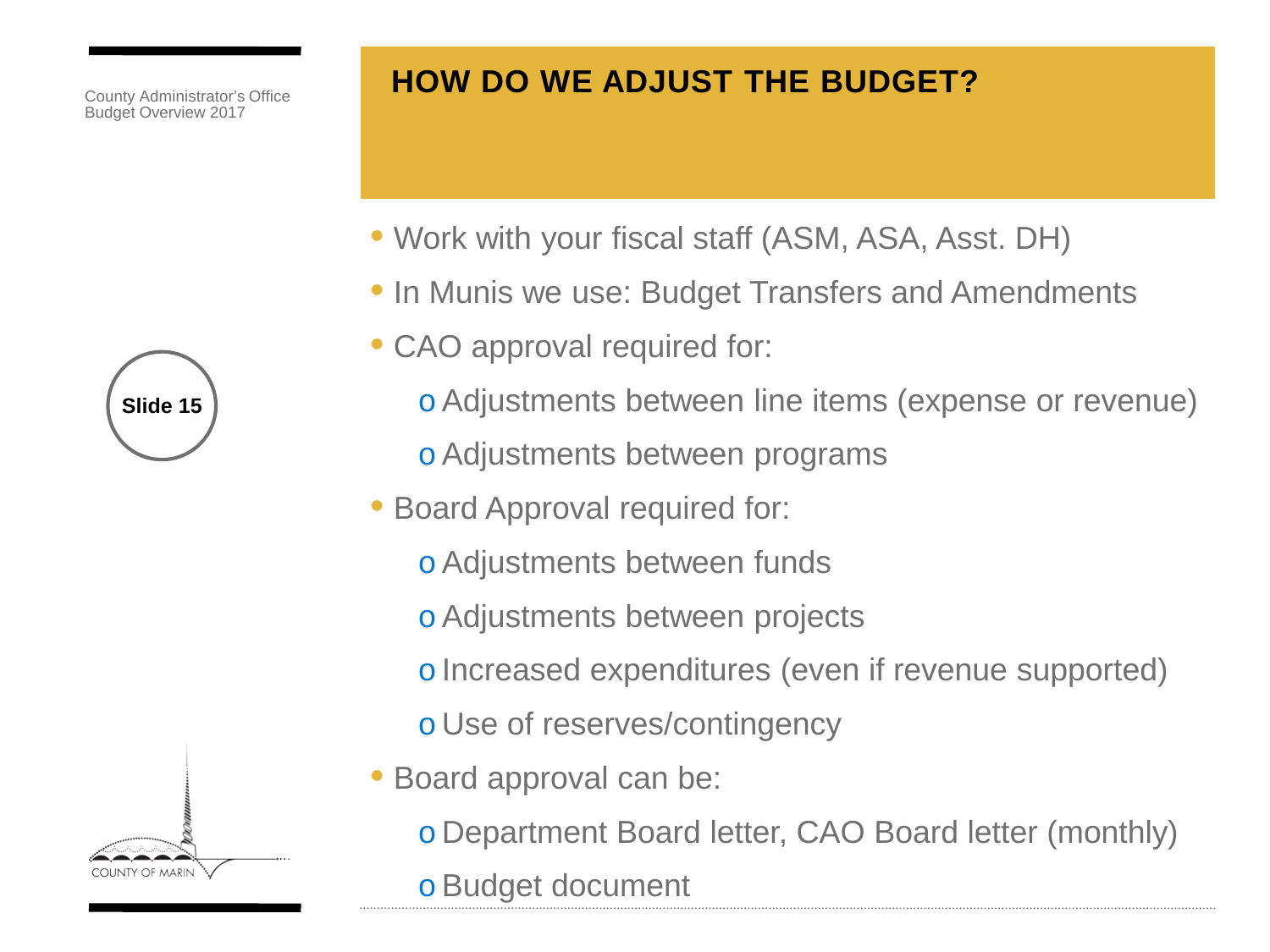# HOW DO WE ADJUST THE BUDGET?

- Work with your fiscal staff (ASM, ASA, Asst. DH)
- In Munis we use: Budget Transfers and Amendments
- CAO approval required for:
  - Adjustments between line items (expense or revenue)
  - Adjustments between programs
- Board Approval required for:
  - Adjustments between funds
  - Adjustments between projects
  - Increased expenditures (even if revenue supported)
  - Use of reserves/contingency
- Board approval can be:
  - Department Board letter, CAO Board letter (monthly)
  - Budget document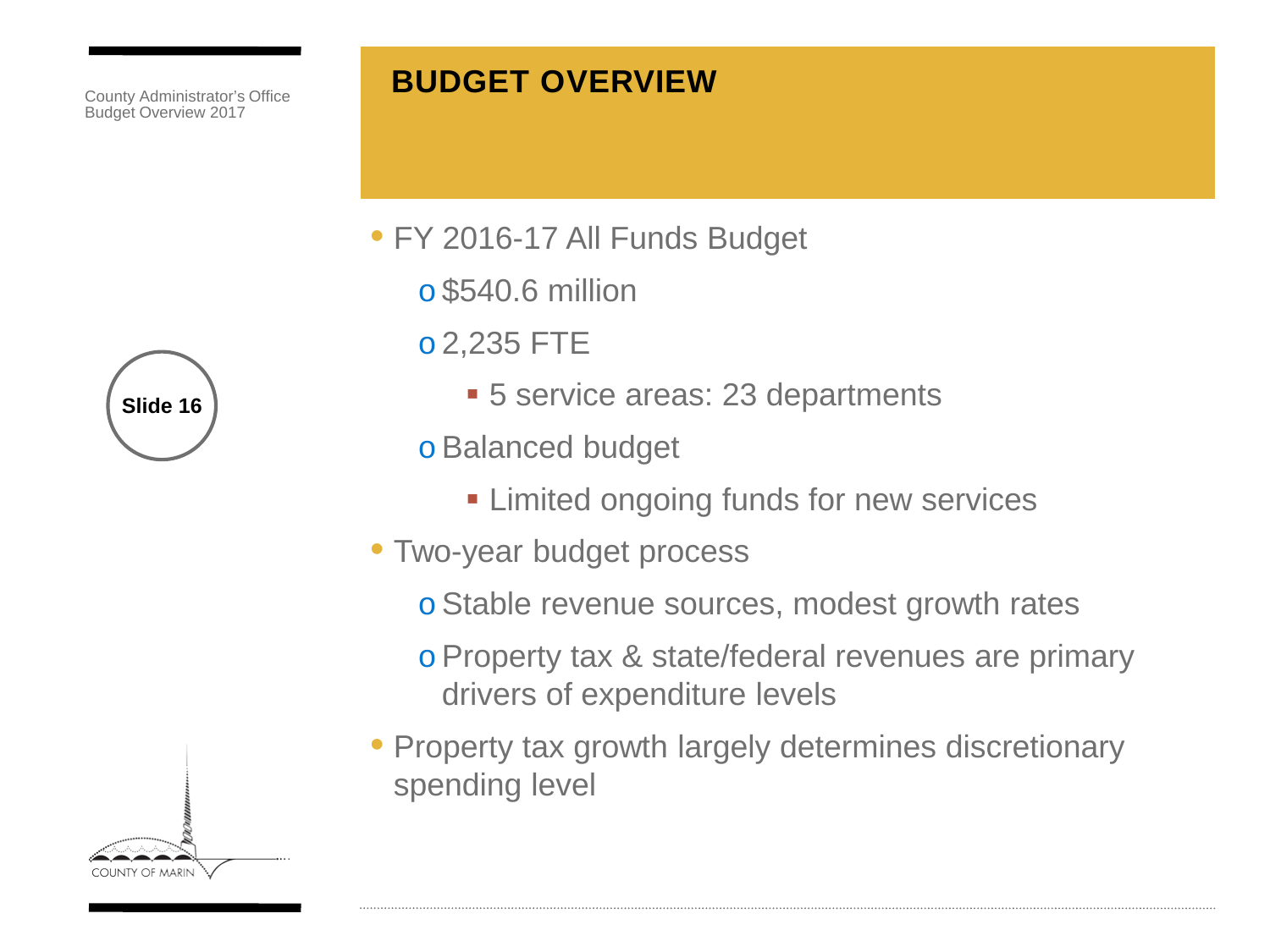# BUDGET OVERVIEW

- FY 2016-17 All Funds Budget
  - $540.6 million
  - 2,235 FTE
    - 5 service areas: 23 departments
  - Balanced budget
    - Limited ongoing funds for new services
- Two-year budget process
  - Stable revenue sources, modest growth rates
  - Property tax & state/federal revenues are primary drivers of expenditure levels
- Property tax growth largely determines discretionary spending level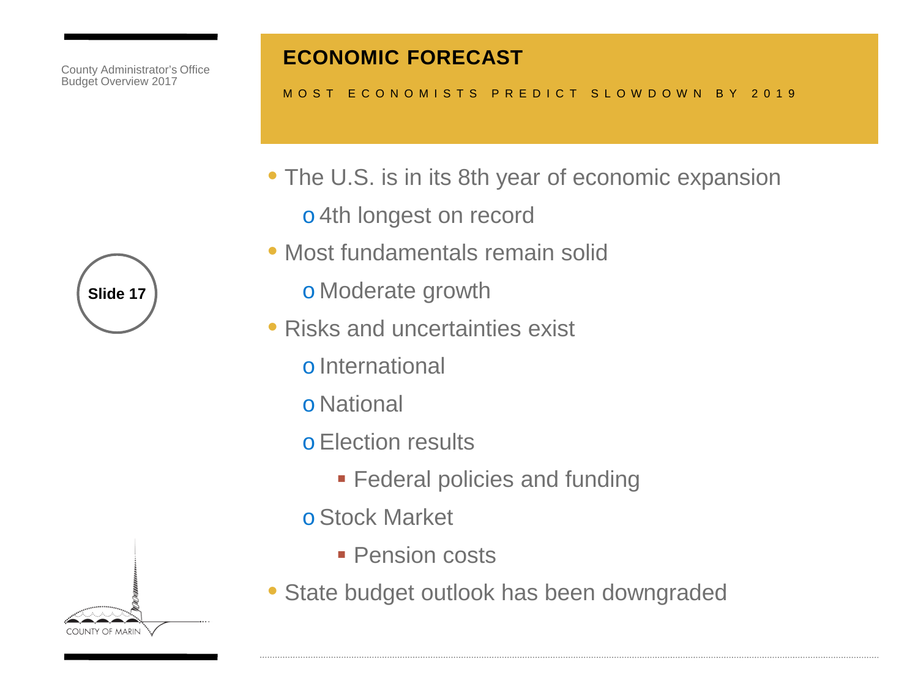# ECONOMIC FORECAST

MOST ECONOMISTS PREDICT SLOWDOWN BY 2019

- The U.S. is in its 8th year of economic expansion
  - 4th longest on record
- Most fundamentals remain solid
  - Moderate growth
- Risks and uncertainties exist
  - International
  - National
  - Election results
    - Federal policies and funding
  - Stock Market
    - Pension costs
- State budget outlook has been downgraded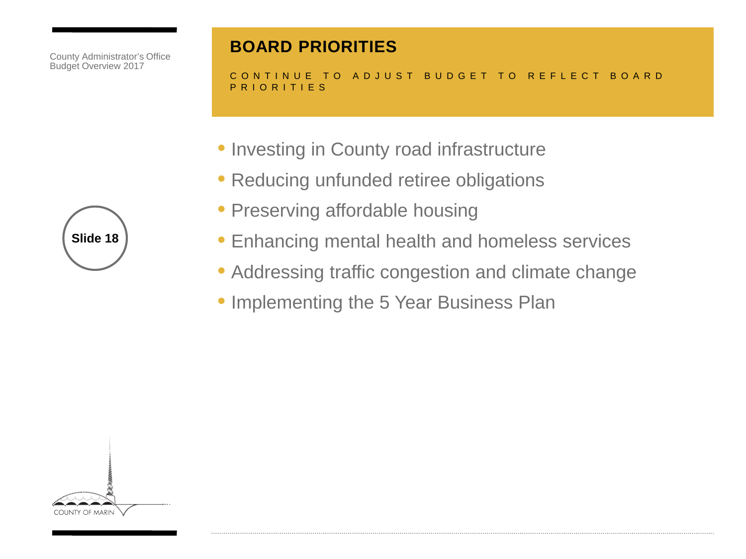## BOARD PRIORITIES

CONTINUE TO ADJUST BUDGET TO REFLECT BOARD PRIORITIES

- Investing in County road infrastructure
- Reducing unfunded retiree obligations
- Preserving affordable housing
- Enhancing mental health and homeless services
- Addressing traffic congestion and climate change
- Implementing the 5 Year Business Plan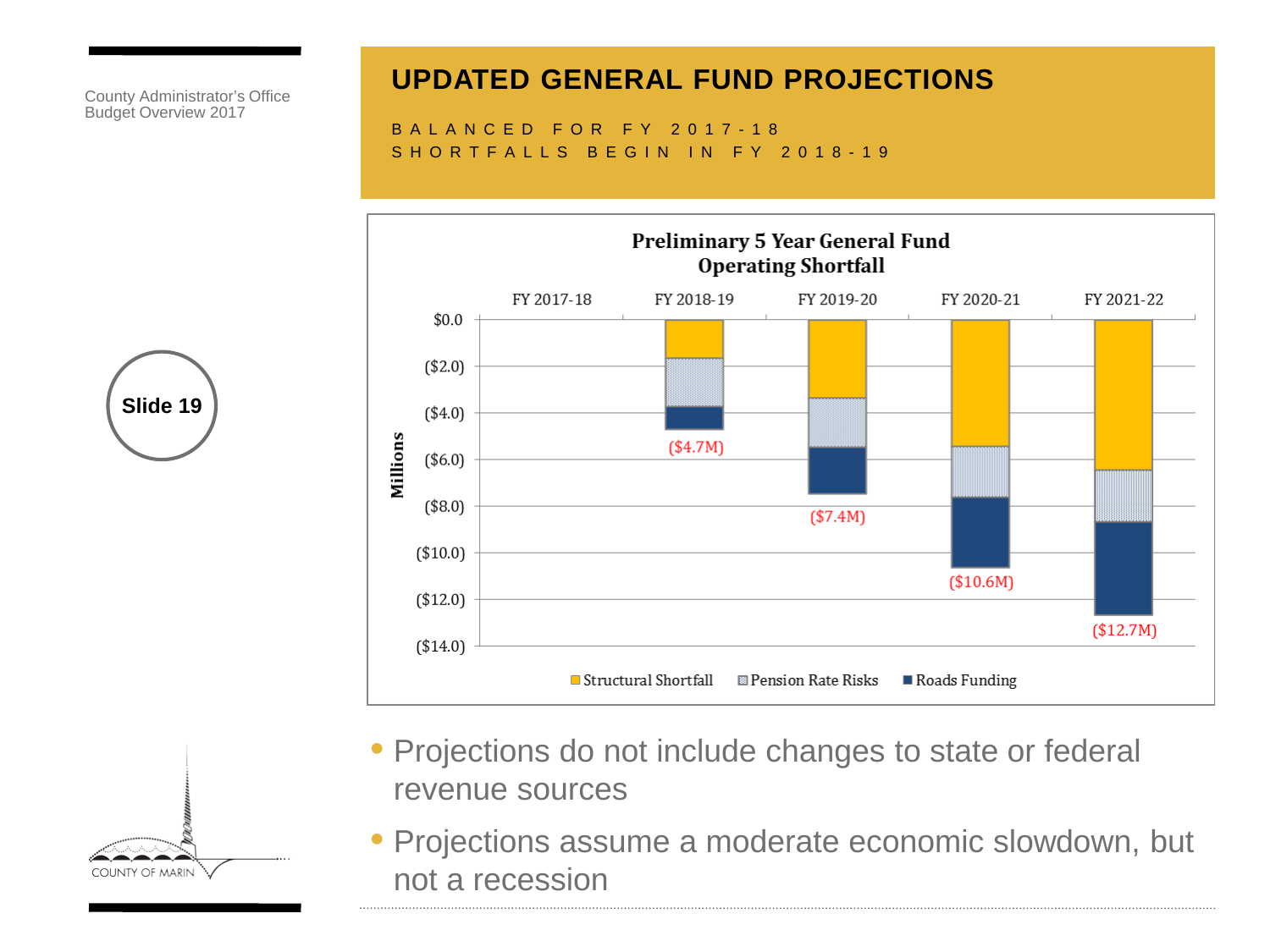# UPDATED GENERAL FUND PROJECTIONS

BALANCED FOR FY 2017-18

SHORTFALLS BEGIN IN FY 2018-19

**Preliminary 5 Year General Fund Operating Shortfall**

| | FY 2017-18 | FY 2018-19 | FY 2019-20 | FY 2020-21 | FY 2021-22 |
|---|---|---|---|---|---|
| Total Shortfall (Millions) | | ($4.7M) | ($7.4M) | ($10.6M) | ($12.7M) |

Legend: Structural Shortfall, Pension Rate Risks, Roads Funding

- Projections do not include changes to state or federal revenue sources
- Projections assume a moderate economic slowdown, but not a recession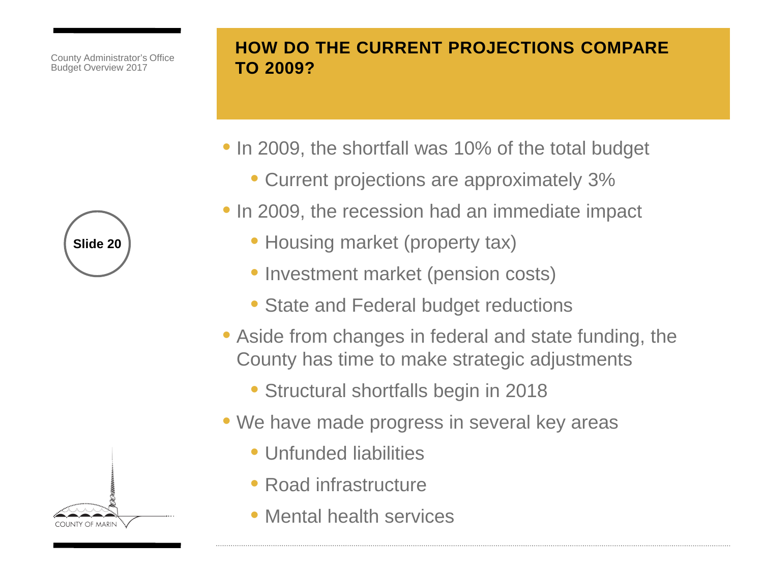## HOW DO THE CURRENT PROJECTIONS COMPARE TO 2009?

- In 2009, the shortfall was 10% of the total budget
  - Current projections are approximately 3%
- In 2009, the recession had an immediate impact
  - Housing market (property tax)
  - Investment market (pension costs)
  - State and Federal budget reductions
- Aside from changes in federal and state funding, the County has time to make strategic adjustments
  - Structural shortfalls begin in 2018
- We have made progress in several key areas
  - Unfunded liabilities
  - Road infrastructure
  - Mental health services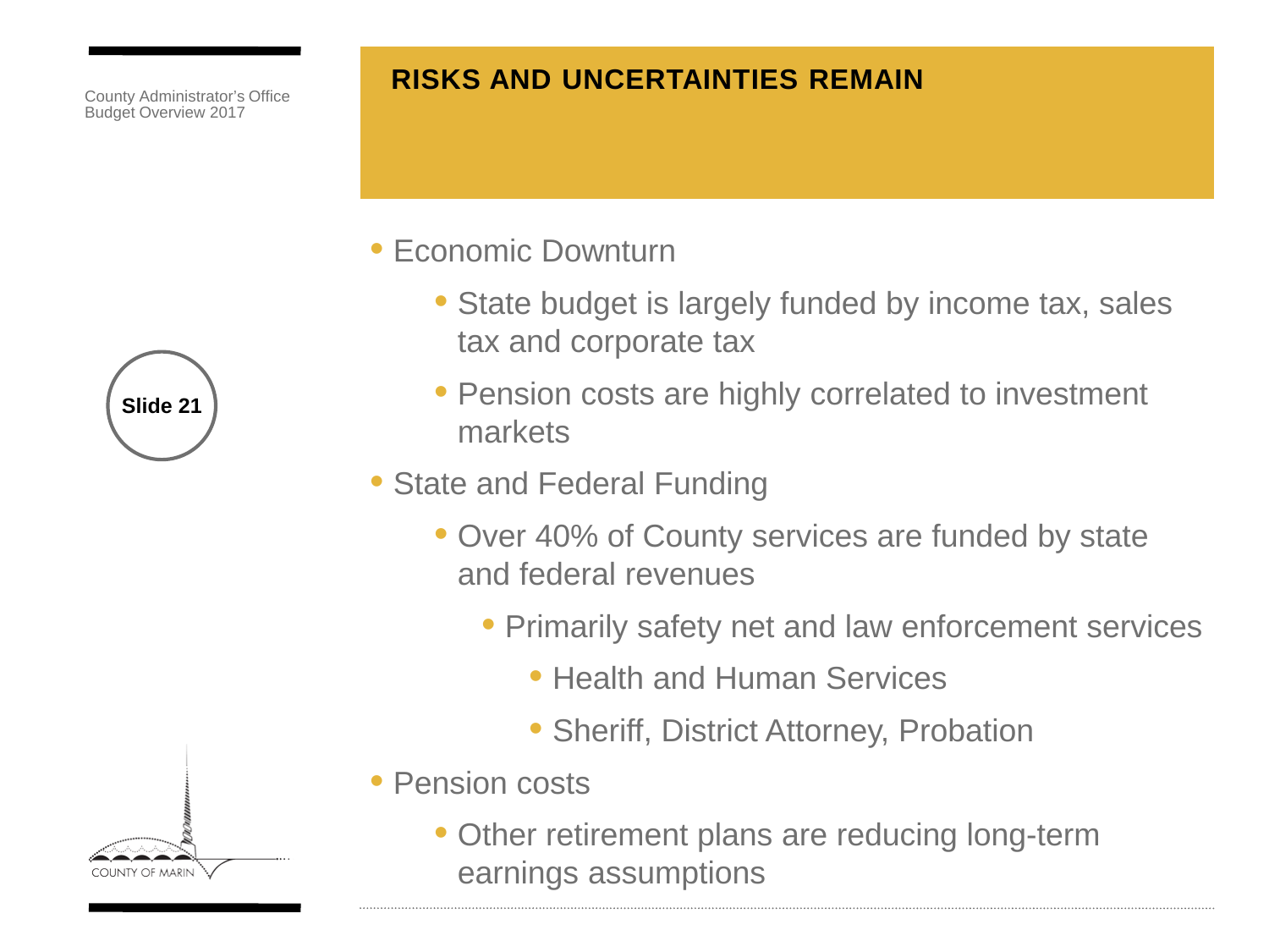## RISKS AND UNCERTAINTIES REMAIN

- Economic Downturn
  - State budget is largely funded by income tax, sales tax and corporate tax
  - Pension costs are highly correlated to investment markets
- State and Federal Funding
  - Over 40% of County services are funded by state and federal revenues
    - Primarily safety net and law enforcement services
      - Health and Human Services
      - Sheriff, District Attorney, Probation
- Pension costs
  - Other retirement plans are reducing long-term earnings assumptions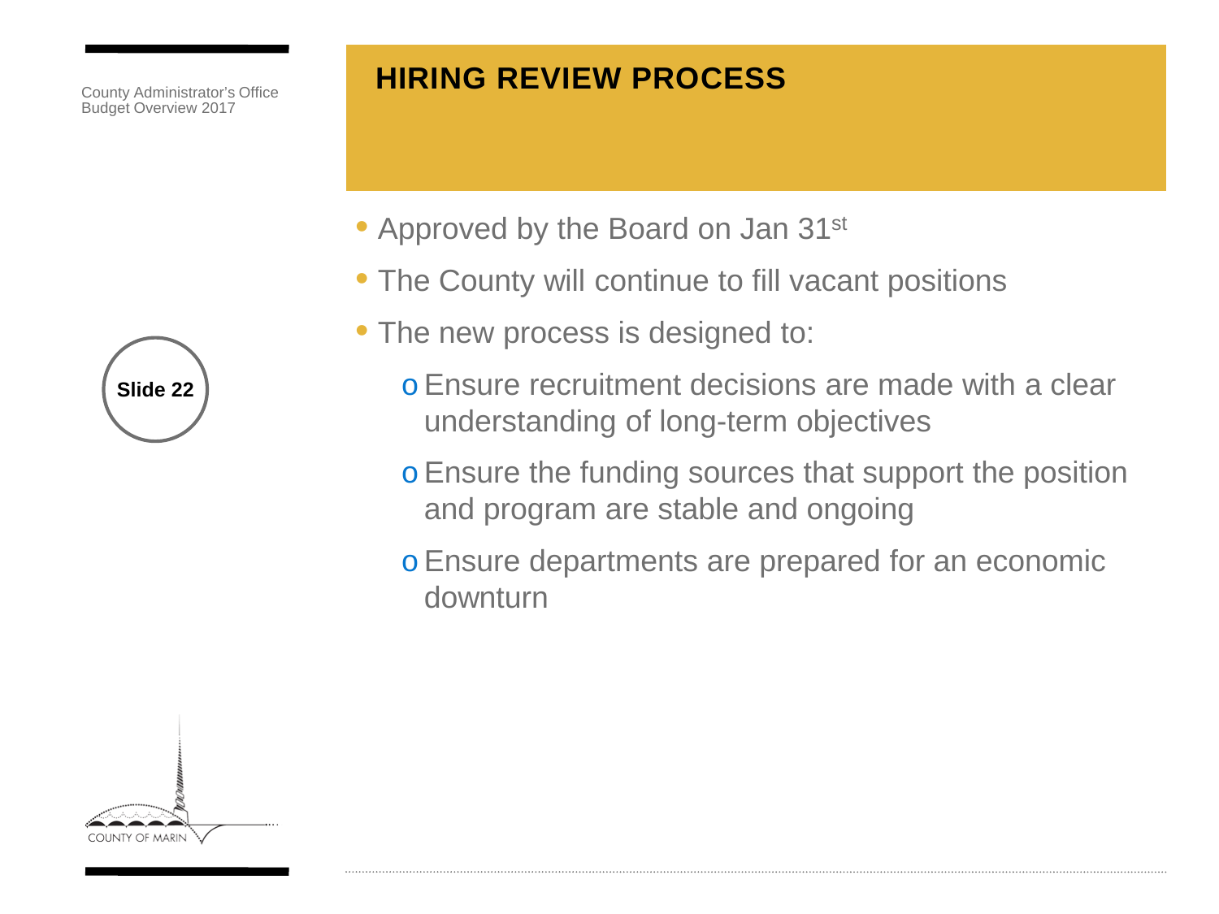County Administrator's Office
Budget Overview 2017

# HIRING REVIEW PROCESS

- Approved by the Board on Jan 31st
- The County will continue to fill vacant positions
- The new process is designed to:
  - Ensure recruitment decisions are made with a clear understanding of long-term objectives
  - Ensure the funding sources that support the position and program are stable and ongoing
  - Ensure departments are prepared for an economic downturn

Slide 22

COUNTY OF MARIN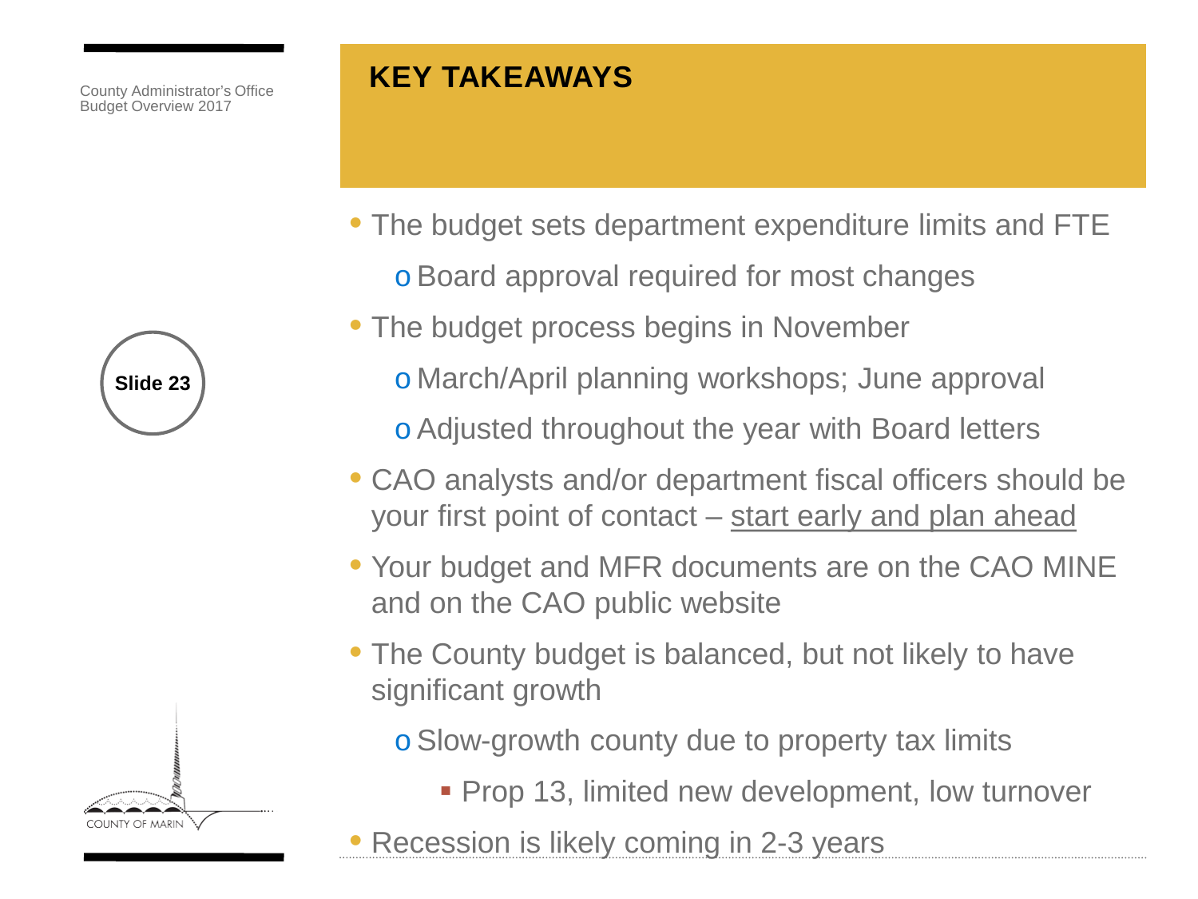# KEY TAKEAWAYS

- The budget sets department expenditure limits and FTE
  - Board approval required for most changes
- The budget process begins in November
  - March/April planning workshops; June approval
  - Adjusted throughout the year with Board letters
- CAO analysts and/or department fiscal officers should be your first point of contact – start early and plan ahead
- Your budget and MFR documents are on the CAO MINE and on the CAO public website
- The County budget is balanced, but not likely to have significant growth
  - Slow-growth county due to property tax limits
    - Prop 13, limited new development, low turnover
- Recession is likely coming in 2-3 years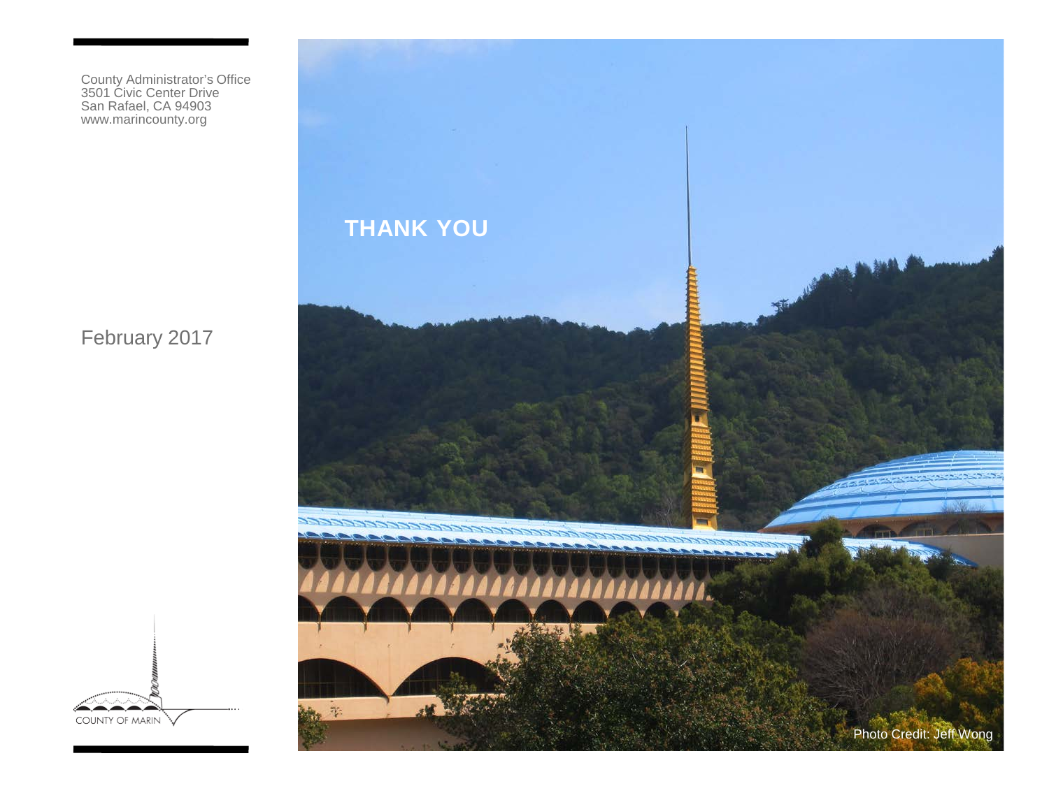County Administrator's Office
3501 Civic Center Drive
San Rafael, CA 94903
www.marincounty.org

February 2017

COUNTY OF MARIN

# THANK YOU

Photo Credit: Jeff Wong